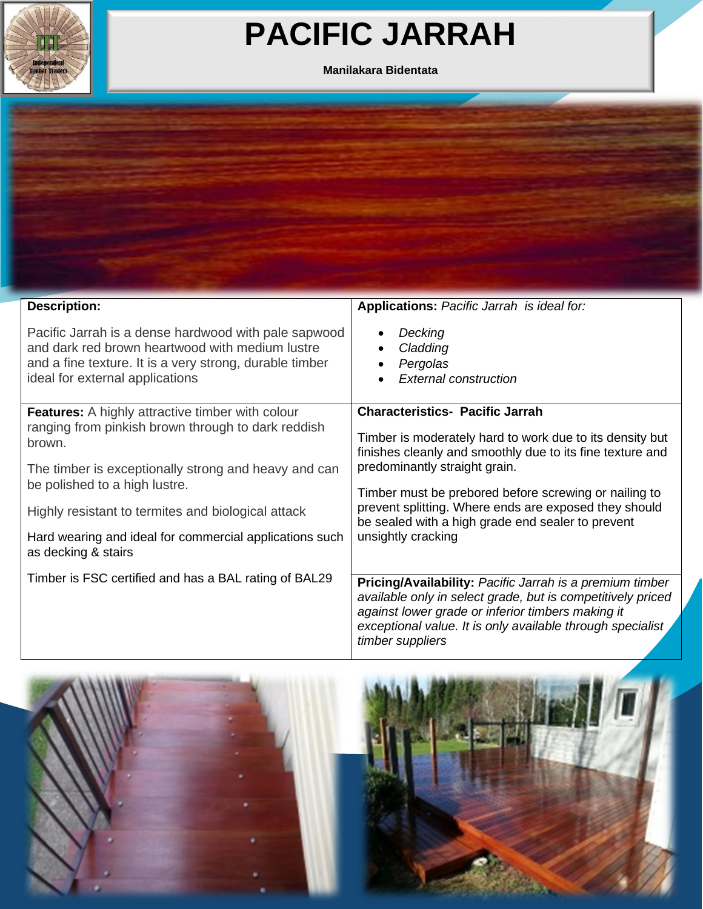# PACIFIC JARRAH

**Manilakara Bidentata**

**Description:**

Pacific Jarrah is a dense hardwood with pale sapwood and dark red brown heartwood with medium lustre and a fine texture. It is a very strong, durable timber ideal for external applications

**Applications:** *Pacific Jarrah is ideal for:*

- *Decking*
- *Cladding*
- *Pergolas*
- *External construction*

**Features:** A highly attractive timber with colour ranging from pinkish brown through to dark reddish brown.

The timber is exceptionally strong and heavy and can be polished to a high lustre.

Highly resistant to termites and biological attack

Hard wearing and ideal for commercial applications such as decking & stairs

Timber is FSC certified and has a BAL rating of BAL29

**Characteristics- Pacific Jarrah**

Timber is moderately hard to work due to its density but finishes cleanly and smoothly due to its fine texture and predominantly straight grain.

Timber must be prebored before screwing or nailing to prevent splitting. Where ends are exposed they should be sealed with a high grade end sealer to prevent unsightly cracking

**Pricing/Availability:** *Pacific Jarrah is a premium timber available only in select grade, but is competitively priced against lower grade or inferior timbers making it exceptional value. It is only available through specialist timber suppliers*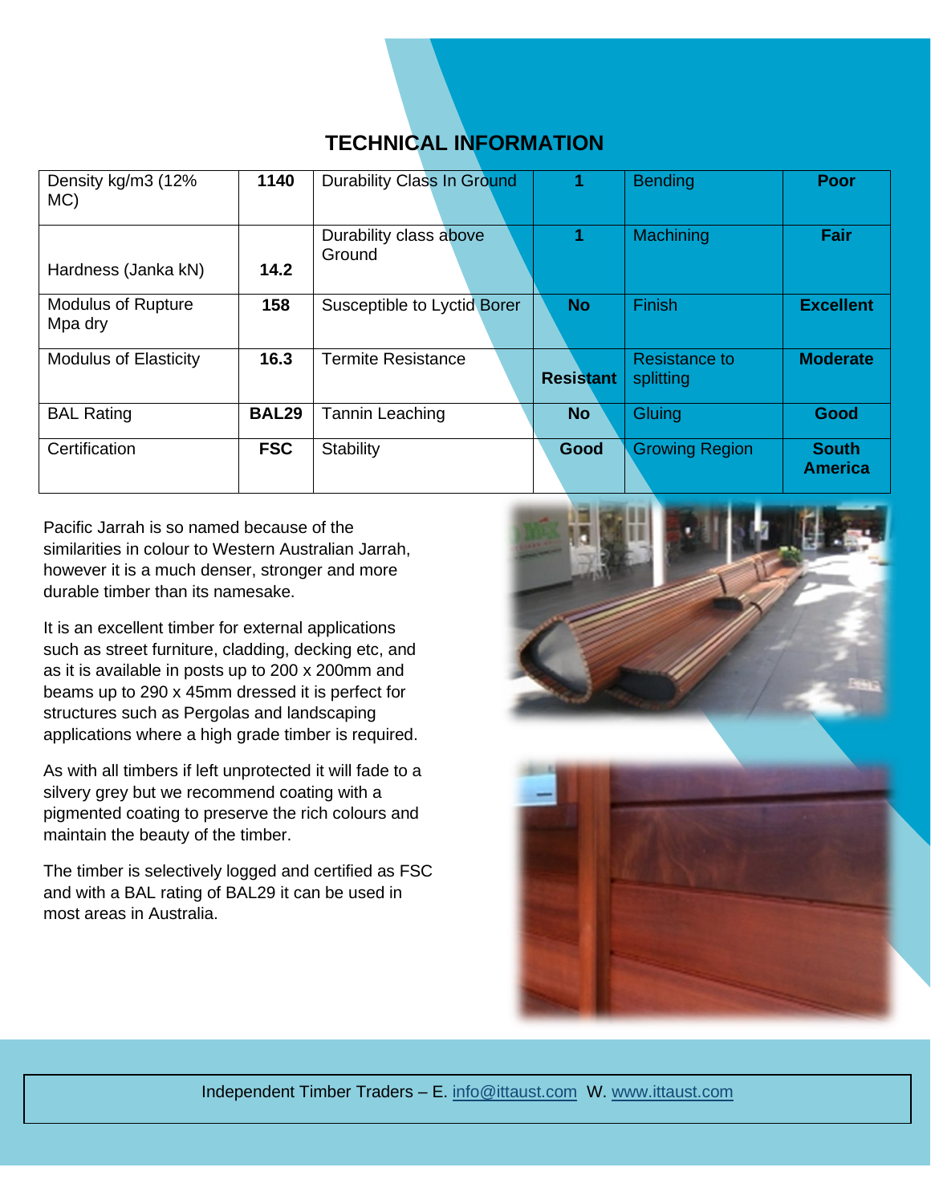## TECHNICAL INFORMATION

| | | | | | |
|---|---|---|---|---|---|
| Density kg/m3 (12% MC) | **1140** | Durability Class In Ground | **1** | Bending | **Poor** |
| Hardness (Janka kN) | **14.2** | Durability class above Ground | **1** | Machining | **Fair** |
| Modulus of Rupture Mpa dry | **158** | Susceptible to Lyctid Borer | **No** | Finish | **Excellent** |
| Modulus of Elasticity | **16.3** | Termite Resistance | **Resistant** | Resistance to splitting | **Moderate** |
| BAL Rating | **BAL29** | Tannin Leaching | **No** | Gluing | **Good** |
| Certification | **FSC** | Stability | **Good** | Growing Region | **South America** |

Pacific Jarrah is so named because of the similarities in colour to Western Australian Jarrah, however it is a much denser, stronger and more durable timber than its namesake.

It is an excellent timber for external applications such as street furniture, cladding, decking etc, and as it is available in posts up to 200 x 200mm and beams up to 290 x 45mm dressed it is perfect for structures such as Pergolas and landscaping applications where a high grade timber is required.

As with all timbers if left unprotected it will fade to a silvery grey but we recommend coating with a pigmented coating to preserve the rich colours and maintain the beauty of the timber.

The timber is selectively logged and certified as FSC and with a BAL rating of BAL29 it can be used in most areas in Australia.

Independent Timber Traders – E. info@ittaust.com W. www.ittaust.com